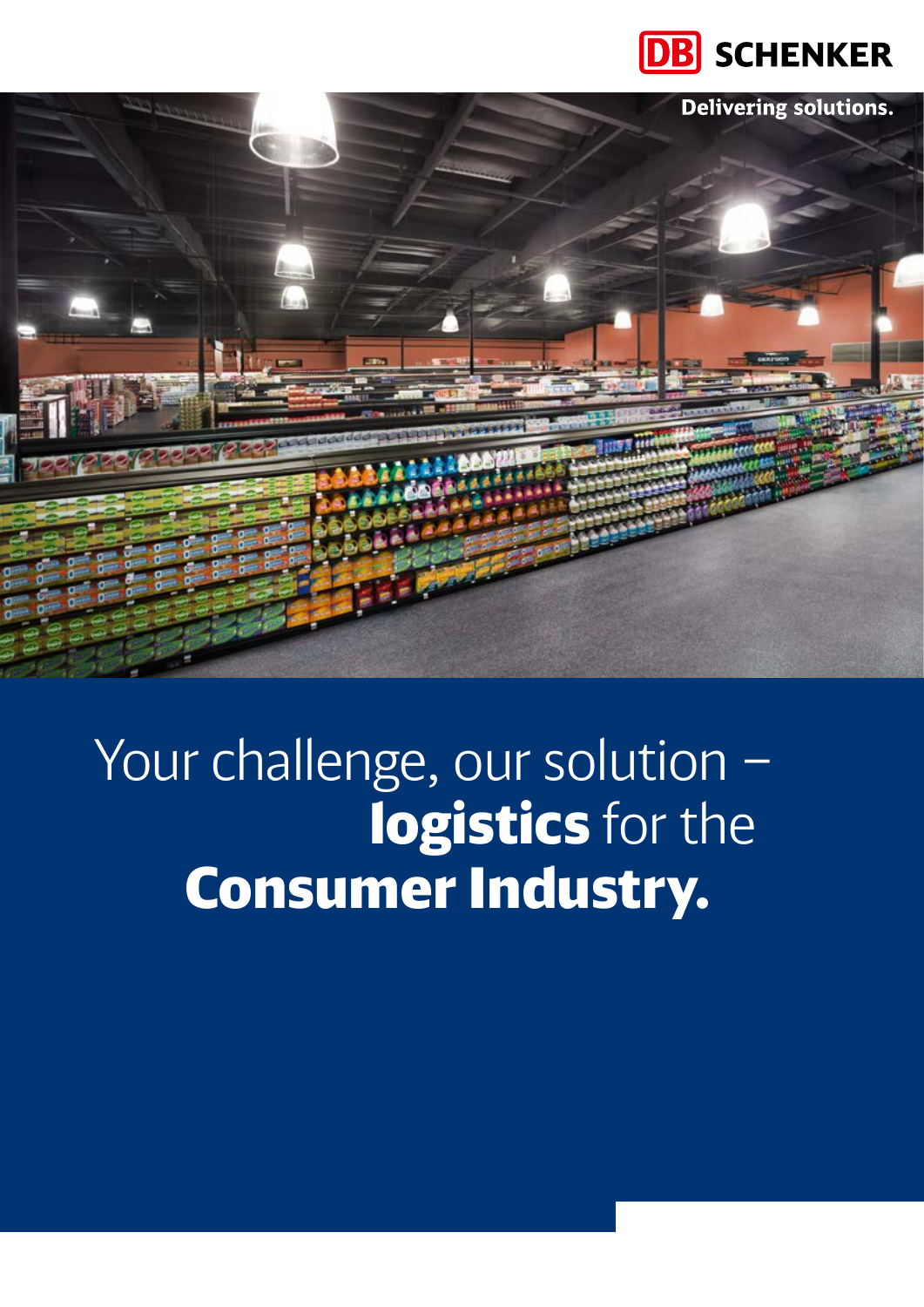DB SCHENKER

Delivering solutions.

# Your challenge, our solution – **logistics** for the **Consumer Industry.**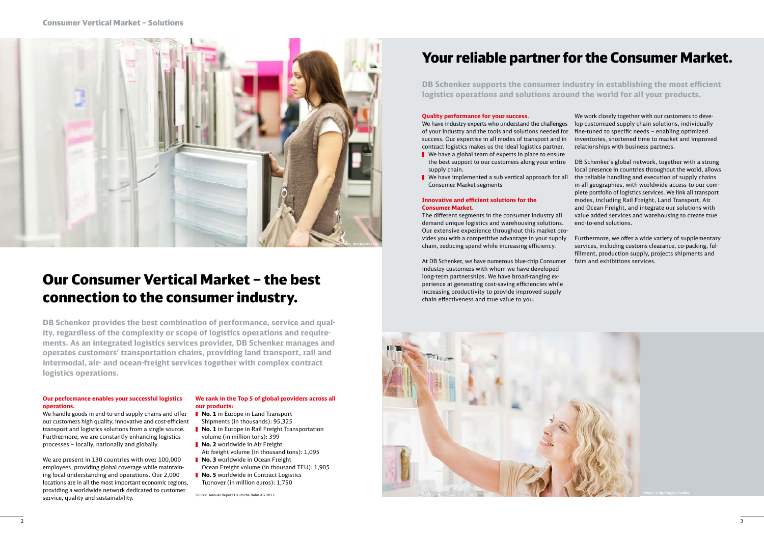## Our Consumer Vertical Market – the best connection to the consumer industry.

**DB Schenker provides the best combination of performance, service and quality, regardless of the complexity or scope of logistics operations and requirements. As an integrated logistics services provider, DB Schenker manages and operates customers' transportation chains, providing land transport, rail and intermodal, air- and ocean-freight services together with complex contract logistics operations.**

**Our performance enables your successful logistics operations.**
We handle goods in end-to-end supply chains and offer our customers high quality, innovative and cost-efficient transport and logistics solutions from a single source. Furthermore, we are constantly enhancing logistics processes – locally, nationally and globally.

We are present in 130 countries with over 100,000 employees, providing global coverage while maintaining local understanding and operations. Our 2,000 locations are in all the most important economic regions, providing a worldwide network dedicated to customer service, quality and sustainability.

**We rank in the Top 5 of global providers across all our products:**

- **No. 1** in Europe in Land Transport
  Shipments (in thousands): 95,325
- **No. 1** in Europe in Rail Freight Transportation
  volume (in million tons): 399
- **No. 2** worldwide in Air Freight
  Air freight volume (in thousand tons): 1,095
- **No. 3** worldwide in Ocean Freight
  Ocean Freight volume (in thousand TEU): 1,905
- **No. 5** worldwide in Contract Logistics
  Turnover (in million euros): 1,750

Source: Annual Report Deutsche Bahn AG 2012

## Your reliable partner for the Consumer Market.

**DB Schenker supports the consumer industry in establishing the most efficient logistics operations and solutions around the world for all your products.**

**Quality performance for your success.**
We have industry experts who understand the challenges of your industry and the tools and solutions needed for success. Our expertise in all modes of transport and in contract logistics makes us the ideal logistics partner.

- We have a global team of experts in place to ensure the best support to our customers along your entire supply chain.
- We have implemented a sub vertical approach for all Consumer Market segments

**Innovative and efficient solutions for the Consumer Market.**
The different segments in the consumer industry all demand unique logistics and warehousing solutions. Our extensive experience throughout this market provides you with a competitive advantage in your supply chain, reducing spend while increasing efficiency.

At DB Schenker, we have numerous blue-chip Consumer industry customers with whom we have developed long-term partnerships. We have broad-ranging experience at generating cost-saving efficiencies while increasing productivity to provide improved supply chain effectiveness and true value to you.

We work closely together with our customers to develop customized supply chain solutions, individually fine-tuned to specific needs – enabling optimized inventories, shortened time to market and improved relationships with business partners.

DB Schenker's global network, together with a strong local presence in countries throughout the world, allows the reliable handling and execution of supply chains in all geographies, with worldwide access to our complete portfolio of logistics services. We link all transport modes, including Rail Freight, Land Transport, Air and Ocean Freight, and integrate our solutions with value added services and warehousing to create true end-to-end solutions.

Furthermore, we offer a wide variety of supplementary services, including customs clearance, co-packing, fulfillment, production supply, projects shipments and fairs and exhibitions services.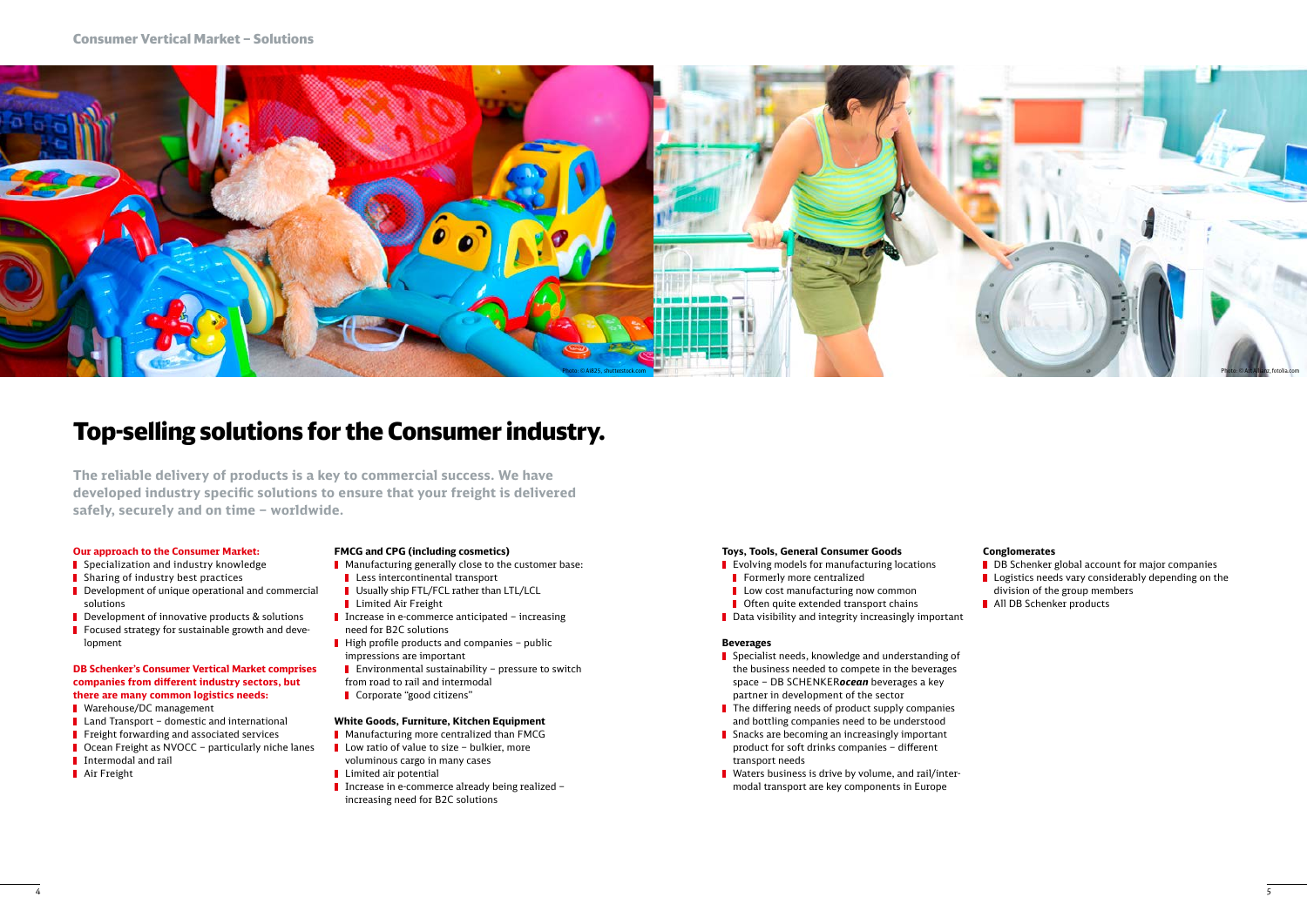# Top-selling solutions for the Consumer industry.

**The reliable delivery of products is a key to commercial success. We have developed industry specific solutions to ensure that your freight is delivered safely, securely and on time – worldwide.**

**Our approach to the Consumer Market:**

- Specialization and industry knowledge
- Sharing of industry best practices
- Development of unique operational and commercial solutions
- Development of innovative products & solutions
- Focused strategy for sustainable growth and development

**DB Schenker's Consumer Vertical Market comprises companies from different industry sectors, but there are many common logistics needs:**

- Warehouse/DC management
- Land Transport – domestic and international
- Freight forwarding and associated services
- Ocean Freight as NVOCC – particularly niche lanes
- Intermodal and rail
- Air Freight

**FMCG and CPG (including cosmetics)**

- Manufacturing generally close to the customer base:
  - Less intercontinental transport
  - Usually ship FTL/FCL rather than LTL/LCL
  - Limited Air Freight
- Increase in e-commerce anticipated – increasing need for B2C solutions
- High profile products and companies – public impressions are important
  - Environmental sustainability – pressure to switch from road to rail and intermodal
  - Corporate "good citizens"

**White Goods, Furniture, Kitchen Equipment**

- Manufacturing more centralized than FMCG
- Low ratio of value to size – bulkier, more voluminous cargo in many cases
- Limited air potential
- Increase in e-commerce already being realized – increasing need for B2C solutions

**Toys, Tools, General Consumer Goods**

- Evolving models for manufacturing locations
  - Formerly more centralized
  - Low cost manufacturing now common
  - Often quite extended transport chains
- Data visibility and integrity increasingly important

**Beverages**

- Specialist needs, knowledge and understanding of the business needed to compete in the beverages space – DB SCHENKER***ocean*** beverages a key partner in development of the sector
- The differing needs of product supply companies and bottling companies need to be understood
- Snacks are becoming an increasingly important product for soft drinks companies – different transport needs
- Waters business is drive by volume, and rail/intermodal transport are key components in Europe

**Conglomerates**

- DB Schenker global account for major companies
- Logistics needs vary considerably depending on the division of the group members
- All DB Schenker products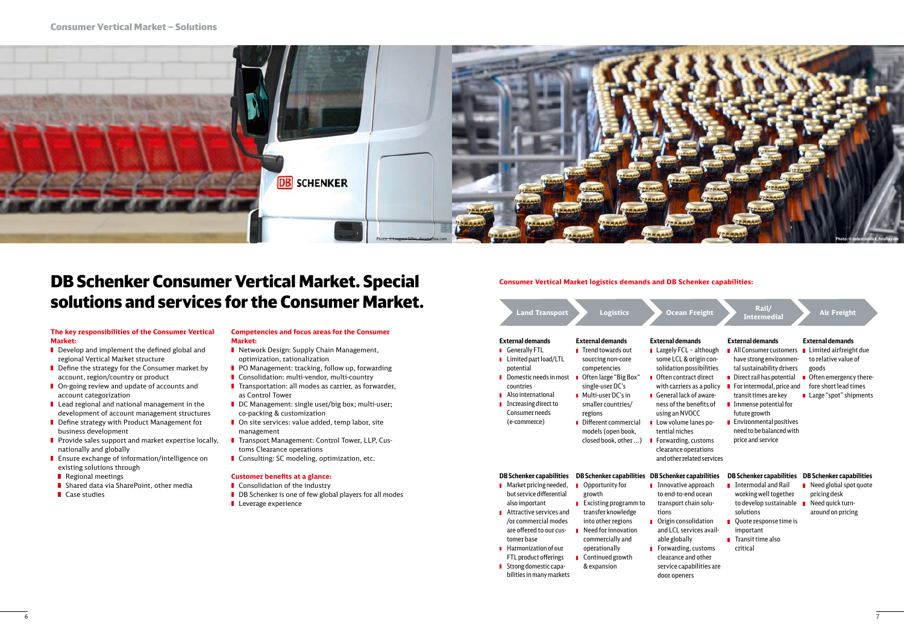# DB Schenker Consumer Vertical Market. Special solutions and services for the Consumer Market.

**The key responsibilities of the Consumer Vertical Market:**

- Develop and implement the defined global and regional Vertical Market structure
- Define the strategy for the Consumer market by account, region/country or product
- On-going review and update of accounts and account categorization
- Lead regional and national management in the development of account management structures
- Define strategy with Product Management for business development
- Provide sales support and market expertise locally, nationally and globally
- Ensure exchange of information/intelligence on existing solutions through
  - Regional meetings
  - Shared data via SharePoint, other media
  - Case studies

**Competencies and focus areas for the Consumer Market:**

- Network Design: Supply Chain Management, optimization, rationalization
- PO Management: tracking, follow up, forwarding
- Consolidation: multi-vendor, multi-country
- Transportation: all modes as carrier, as forwarder, as Control Tower
- DC Management: single user/big box; multi-user; co-packing & customization
- On site services: value added, temp labor, site management
- Transport Management: Control Tower, LLP, Customs Clearance operations
- Consulting: SC modeling, optimization, etc.

**Customer benefits at a glance:**

- Consolidation of the industry
- DB Schenker is one of few global players for all modes
- Leverage experience

**Consumer Vertical Market logistics demands and DB Schenker capabilities:**

| | Land Transport | Logistics | Ocean Freight | Rail/Intermedial | Air Freight |
|---|---|---|---|---|---|
| **External demands** | • Generally FTL<br>• Limited part load/LTL potential<br>• Domestic needs in most countries<br>• Also international<br>• Increasing direct to Consumer needs (e-commerce) | • Trend towards out sourcing non-core competencies<br>• Often large "Big Box" single-user DC's<br>• Multi-user DC's in smaller countries/regions<br>• Different commercial models (open book, closed book, other ...) | • Largely FCL – although some LCL & origin consolidation possibilities<br>• Often contract direct with carriers as a policy<br>• General lack of awareness of the benefits of using an NVOCC<br>• Low volume lanes potential niches<br>• Forwarding, customs clearance operations and other related services | • All Consumer customers have strong environmental sustainability drivers<br>• Direct rail has potential<br>• For intermodal, price and transit times are key<br>• Immense potential for future growth<br>• Environmental positives need to be balanced with price and service | • Limited airfreight due to relative value of goods<br>• Often emergency therefore short lead times<br>• Large "spot" shipments |
| **DB Schenker capabilities** | • Market pricing needed, but service differential also important<br>• Attractive services and /or commercial modes are offered to our customer base<br>• Harmonization of our FTL product offerings<br>• Strong domestic capabilities in many markets | • Opportunity for growth<br>• Excisting programm to transfer knowledge into other regions<br>• Need for innovation commercially and operationally<br>• Continued growth & expansion | • Innovative approach to end-to-end ocean transport chain solutions<br>• Origin consolidation and LCL services available globally<br>• Forwarding, customs clearance and other service capabilities are door openers | • Intermodal and Rail working well together to develop sustainable solutions<br>• Quote response time is important<br>• Transit time also critical | • Need global spot quote pricing desk<br>• Need quick turn-around on pricing |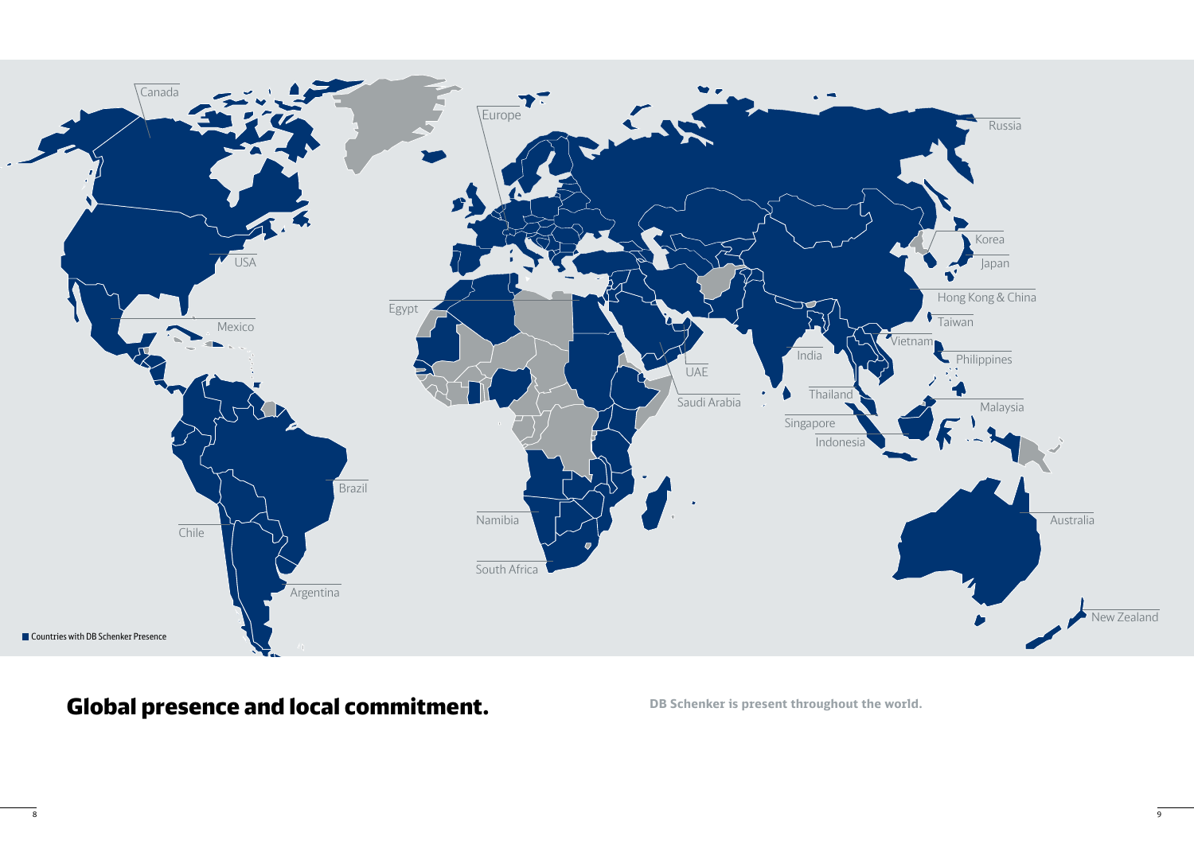Canada

Europe

Russia

Korea

Japan

USA

Hong Kong & China

Egypt

Taiwan

Mexico

Vietnam

India

Philippines

UAE

Thailand

Saudi Arabia

Malaysia

Singapore

Indonesia

Brazil

Namibia

Australia

Chile

South Africa

Argentina

New Zealand

Countries with DB Schenker Presence

# Global presence and local commitment.

**DB Schenker is present throughout the world.**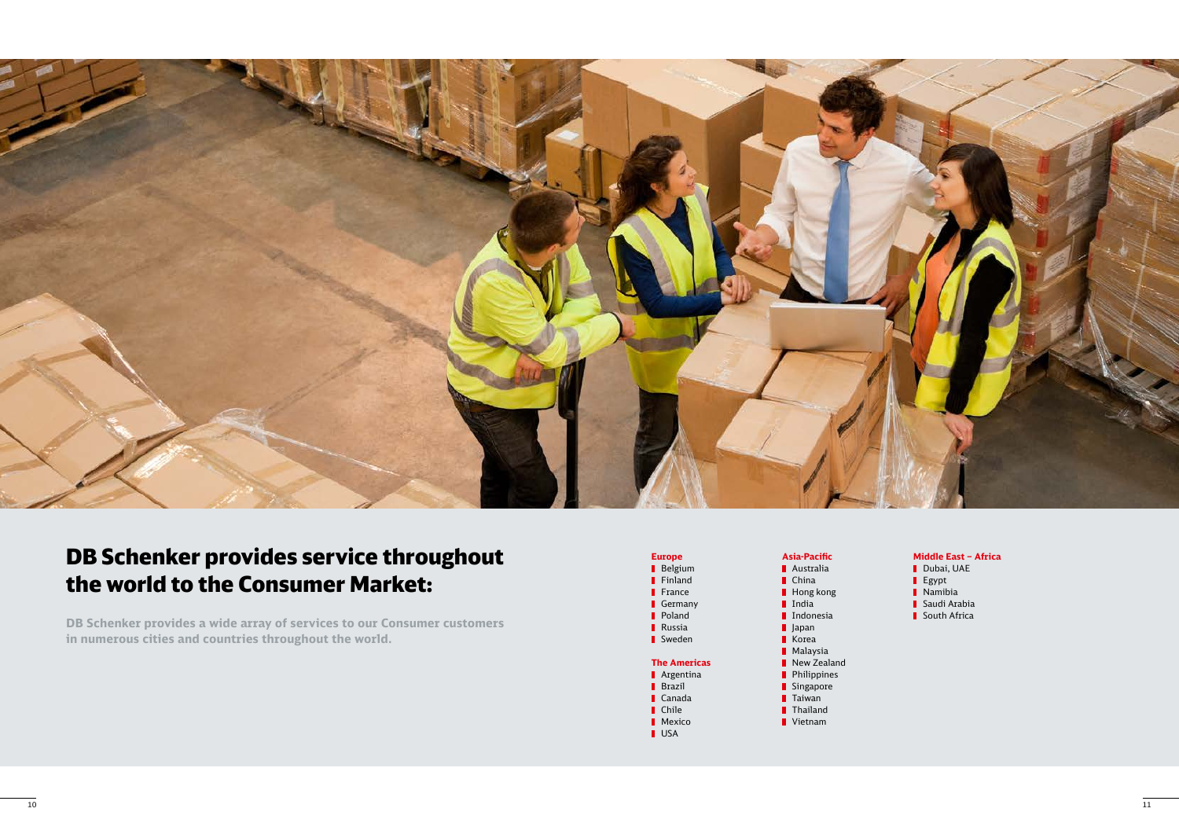# DB Schenker provides service throughout the world to the Consumer Market:

**DB Schenker provides a wide array of services to our Consumer customers in numerous cities and countries throughout the world.**

**Europe**
- Belgium
- Finland
- France
- Germany
- Poland
- Russia
- Sweden

**The Americas**
- Argentina
- Brazil
- Canada
- Chile
- Mexico
- USA

**Asia-Pacific**
- Australia
- China
- Hong kong
- India
- Indonesia
- Japan
- Korea
- Malaysia
- New Zealand
- Philippines
- Singapore
- Taiwan
- Thailand
- Vietnam

**Middle East – Africa**
- Dubai, UAE
- Egypt
- Namibia
- Saudi Arabia
- South Africa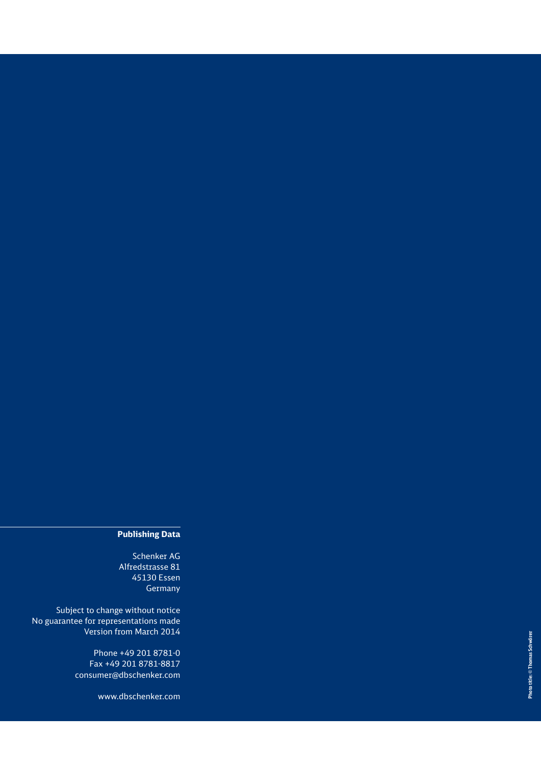**Publishing Data**

Schenker AG
Alfredstrasse 81
45130 Essen
Germany

Subject to change without notice
No guarantee for representations made
Version from March 2014

Phone +49 201 8781-0
Fax +49 201 8781-8817
consumer@dbschenker.com

www.dbschenker.com

Photo title: © Thomas Schwörer